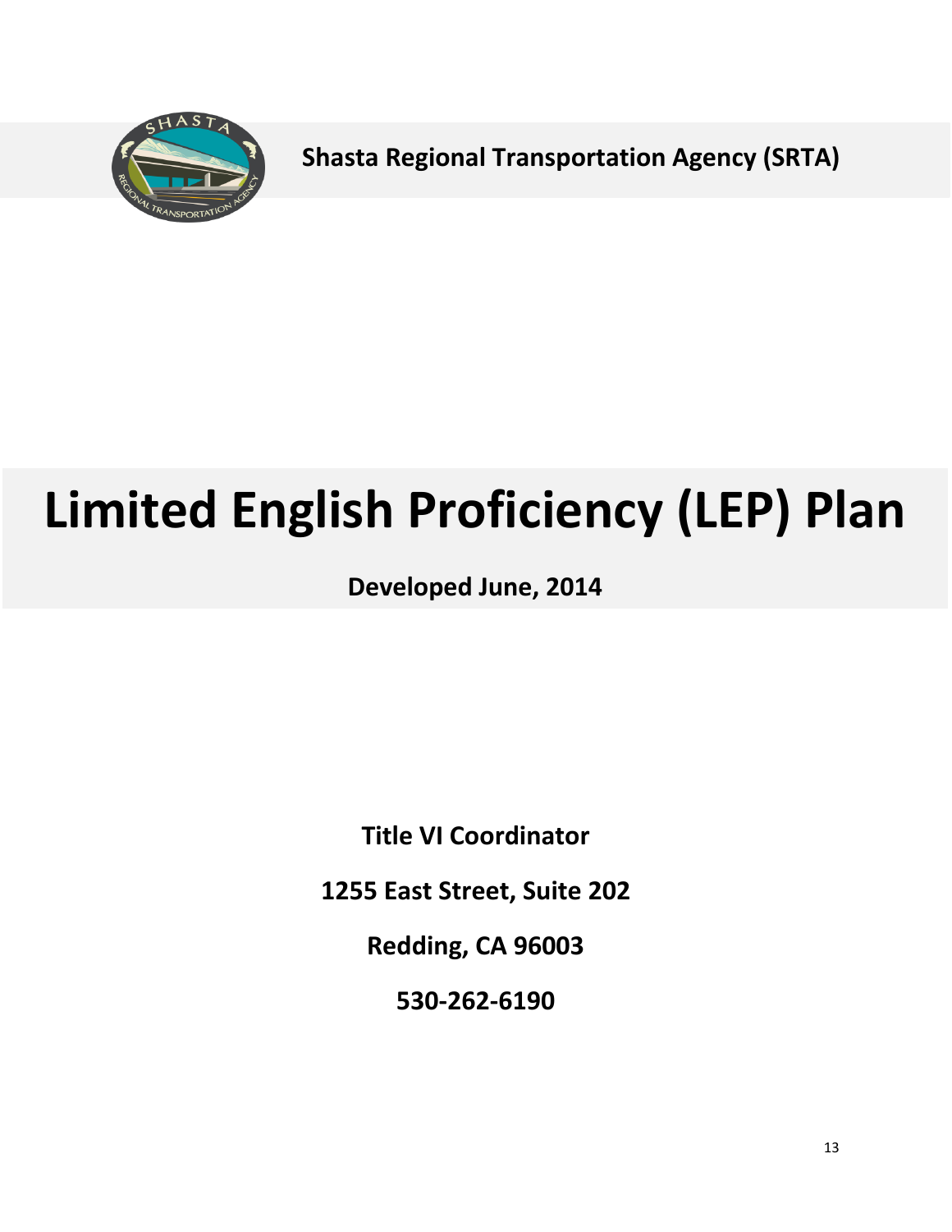**Shasta Regional Transportation Agency (SRTA)**

# Limited English Proficiency (LEP) Plan

**Developed June, 2014**

**Title VI Coordinator**

**1255 East Street, Suite 202**

**Redding, CA 96003**

**530-262-6190**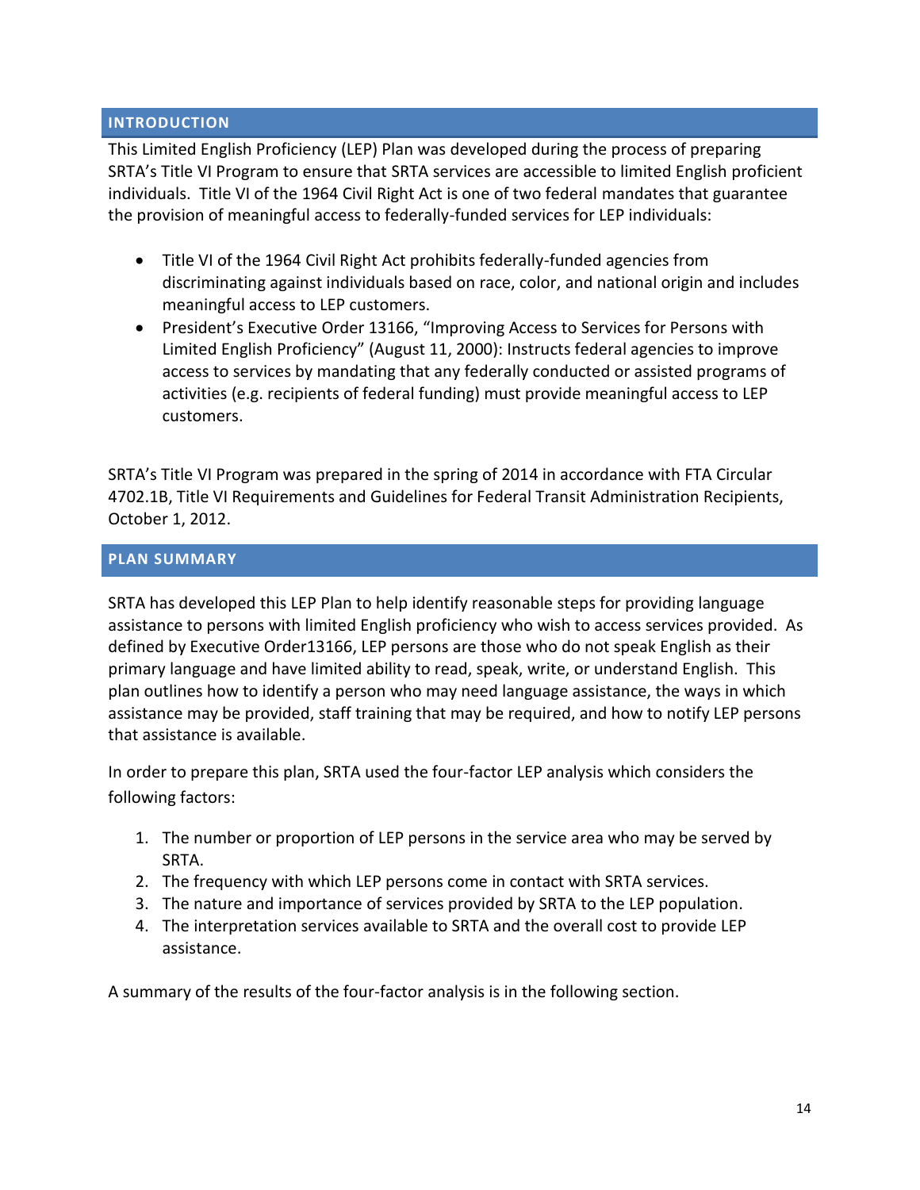## INTRODUCTION

This Limited English Proficiency (LEP) Plan was developed during the process of preparing SRTA's Title VI Program to ensure that SRTA services are accessible to limited English proficient individuals. Title VI of the 1964 Civil Right Act is one of two federal mandates that guarantee the provision of meaningful access to federally-funded services for LEP individuals:

- Title VI of the 1964 Civil Right Act prohibits federally-funded agencies from discriminating against individuals based on race, color, and national origin and includes meaningful access to LEP customers.
- President's Executive Order 13166, "Improving Access to Services for Persons with Limited English Proficiency" (August 11, 2000): Instructs federal agencies to improve access to services by mandating that any federally conducted or assisted programs of activities (e.g. recipients of federal funding) must provide meaningful access to LEP customers.

SRTA's Title VI Program was prepared in the spring of 2014 in accordance with FTA Circular 4702.1B, Title VI Requirements and Guidelines for Federal Transit Administration Recipients, October 1, 2012.

## PLAN SUMMARY

SRTA has developed this LEP Plan to help identify reasonable steps for providing language assistance to persons with limited English proficiency who wish to access services provided. As defined by Executive Order13166, LEP persons are those who do not speak English as their primary language and have limited ability to read, speak, write, or understand English. This plan outlines how to identify a person who may need language assistance, the ways in which assistance may be provided, staff training that may be required, and how to notify LEP persons that assistance is available.

In order to prepare this plan, SRTA used the four-factor LEP analysis which considers the following factors:

1. The number or proportion of LEP persons in the service area who may be served by SRTA.
2. The frequency with which LEP persons come in contact with SRTA services.
3. The nature and importance of services provided by SRTA to the LEP population.
4. The interpretation services available to SRTA and the overall cost to provide LEP assistance.

A summary of the results of the four-factor analysis is in the following section.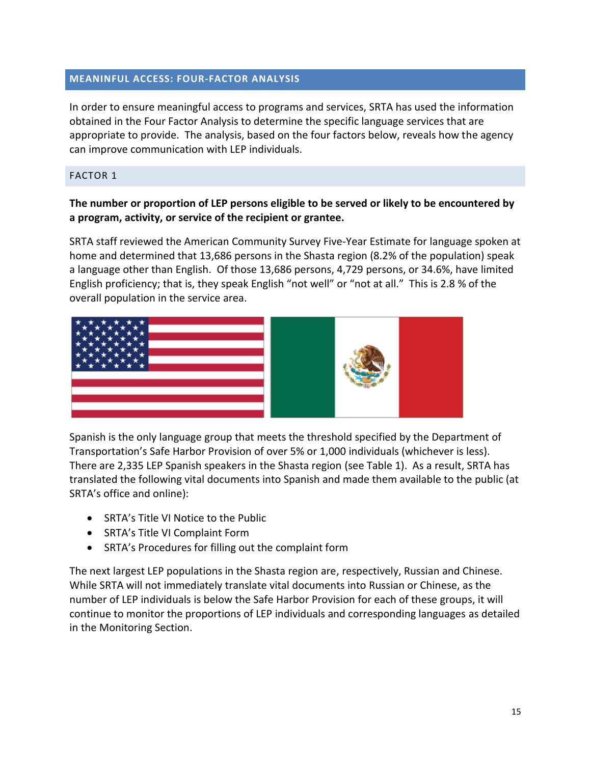## MEANINFUL ACCESS: FOUR-FACTOR ANALYSIS

In order to ensure meaningful access to programs and services, SRTA has used the information obtained in the Four Factor Analysis to determine the specific language services that are appropriate to provide. The analysis, based on the four factors below, reveals how the agency can improve communication with LEP individuals.

### FACTOR 1

**The number or proportion of LEP persons eligible to be served or likely to be encountered by a program, activity, or service of the recipient or grantee.**

SRTA staff reviewed the American Community Survey Five-Year Estimate for language spoken at home and determined that 13,686 persons in the Shasta region (8.2% of the population) speak a language other than English. Of those 13,686 persons, 4,729 persons, or 34.6%, have limited English proficiency; that is, they speak English "not well" or "not at all." This is 2.8 % of the overall population in the service area.

Spanish is the only language group that meets the threshold specified by the Department of Transportation's Safe Harbor Provision of over 5% or 1,000 individuals (whichever is less). There are 2,335 LEP Spanish speakers in the Shasta region (see Table 1). As a result, SRTA has translated the following vital documents into Spanish and made them available to the public (at SRTA's office and online):

- SRTA's Title VI Notice to the Public
- SRTA's Title VI Complaint Form
- SRTA's Procedures for filling out the complaint form

The next largest LEP populations in the Shasta region are, respectively, Russian and Chinese. While SRTA will not immediately translate vital documents into Russian or Chinese, as the number of LEP individuals is below the Safe Harbor Provision for each of these groups, it will continue to monitor the proportions of LEP individuals and corresponding languages as detailed in the Monitoring Section.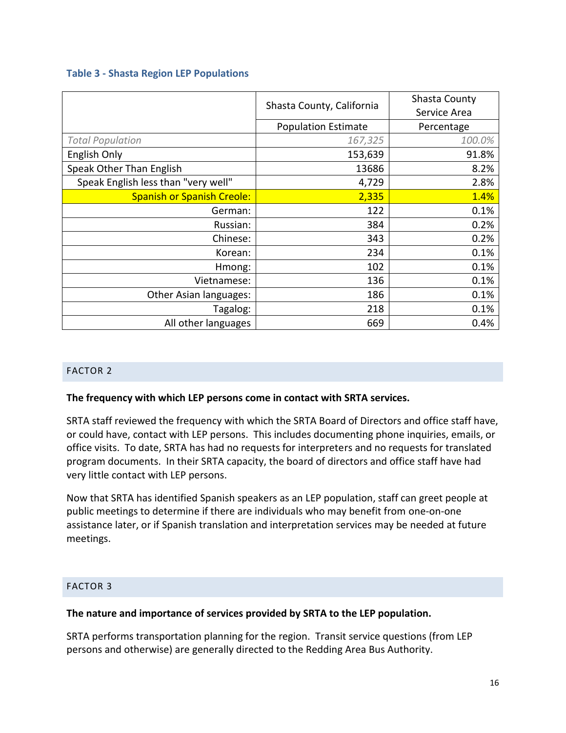### Table 3 - Shasta Region LEP Populations

| | Shasta County, California | Shasta County Service Area |
|---|---|---|
| | Population Estimate | Percentage |
| *Total Population* | *167,325* | *100.0%* |
| English Only | 153,639 | 91.8% |
| Speak Other Than English | 13686 | 8.2% |
| Speak English less than "very well" | 4,729 | 2.8% |
| Spanish or Spanish Creole: | 2,335 | 1.4% |
| German: | 122 | 0.1% |
| Russian: | 384 | 0.2% |
| Chinese: | 343 | 0.2% |
| Korean: | 234 | 0.1% |
| Hmong: | 102 | 0.1% |
| Vietnamese: | 136 | 0.1% |
| Other Asian languages: | 186 | 0.1% |
| Tagalog: | 218 | 0.1% |
| All other languages | 669 | 0.4% |

## FACTOR 2

**The frequency with which LEP persons come in contact with SRTA services.**

SRTA staff reviewed the frequency with which the SRTA Board of Directors and office staff have, or could have, contact with LEP persons. This includes documenting phone inquiries, emails, or office visits. To date, SRTA has had no requests for interpreters and no requests for translated program documents. In their SRTA capacity, the board of directors and office staff have had very little contact with LEP persons.

Now that SRTA has identified Spanish speakers as an LEP population, staff can greet people at public meetings to determine if there are individuals who may benefit from one-on-one assistance later, or if Spanish translation and interpretation services may be needed at future meetings.

## FACTOR 3

**The nature and importance of services provided by SRTA to the LEP population.**

SRTA performs transportation planning for the region. Transit service questions (from LEP persons and otherwise) are generally directed to the Redding Area Bus Authority.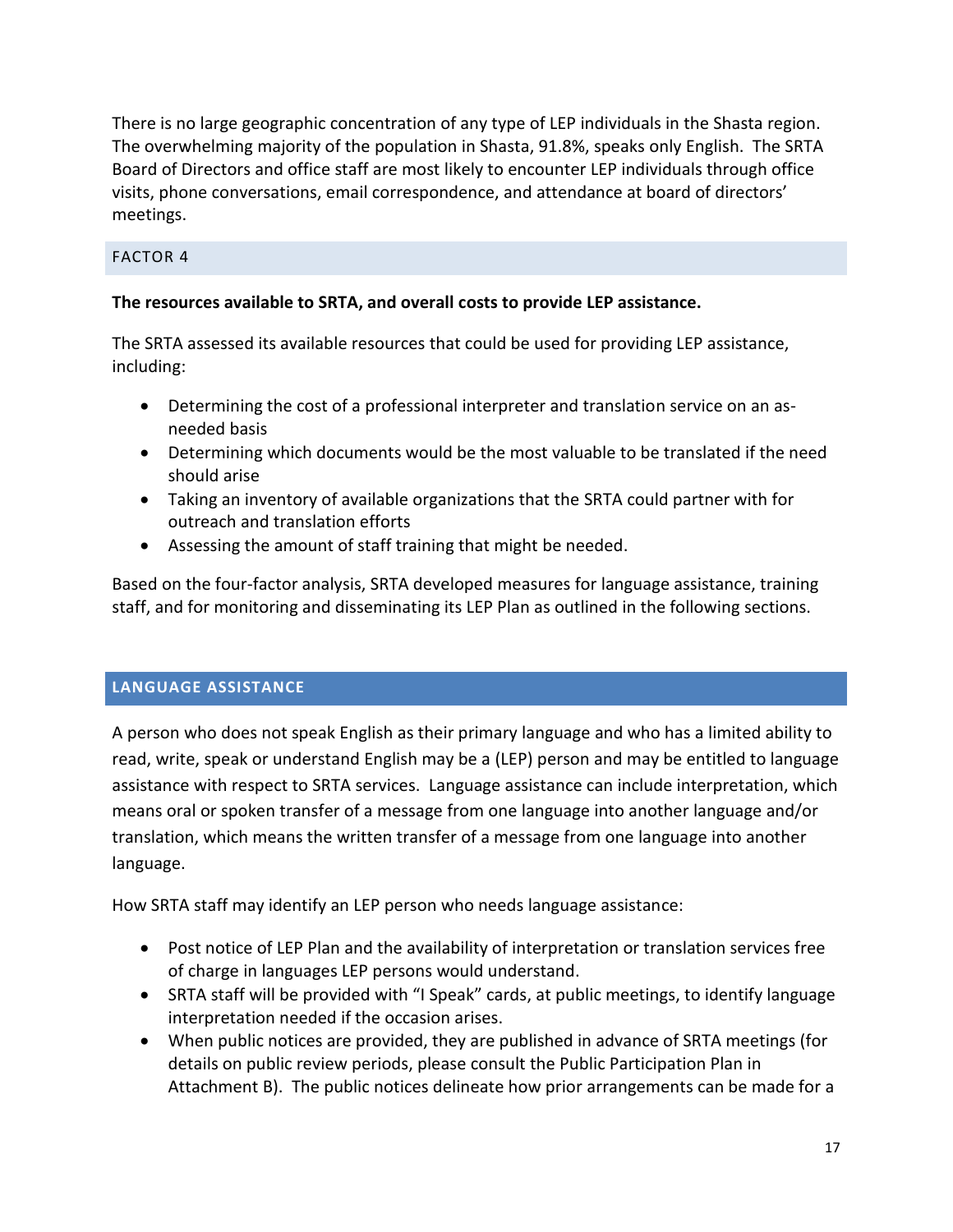There is no large geographic concentration of any type of LEP individuals in the Shasta region. The overwhelming majority of the population in Shasta, 91.8%, speaks only English. The SRTA Board of Directors and office staff are most likely to encounter LEP individuals through office visits, phone conversations, email correspondence, and attendance at board of directors' meetings.

### FACTOR 4

**The resources available to SRTA, and overall costs to provide LEP assistance.**

The SRTA assessed its available resources that could be used for providing LEP assistance, including:

- Determining the cost of a professional interpreter and translation service on an as-needed basis
- Determining which documents would be the most valuable to be translated if the need should arise
- Taking an inventory of available organizations that the SRTA could partner with for outreach and translation efforts
- Assessing the amount of staff training that might be needed.

Based on the four-factor analysis, SRTA developed measures for language assistance, training staff, and for monitoring and disseminating its LEP Plan as outlined in the following sections.

## LANGUAGE ASSISTANCE

A person who does not speak English as their primary language and who has a limited ability to read, write, speak or understand English may be a (LEP) person and may be entitled to language assistance with respect to SRTA services. Language assistance can include interpretation, which means oral or spoken transfer of a message from one language into another language and/or translation, which means the written transfer of a message from one language into another language.

How SRTA staff may identify an LEP person who needs language assistance:

- Post notice of LEP Plan and the availability of interpretation or translation services free of charge in languages LEP persons would understand.
- SRTA staff will be provided with "I Speak" cards, at public meetings, to identify language interpretation needed if the occasion arises.
- When public notices are provided, they are published in advance of SRTA meetings (for details on public review periods, please consult the Public Participation Plan in Attachment B). The public notices delineate how prior arrangements can be made for a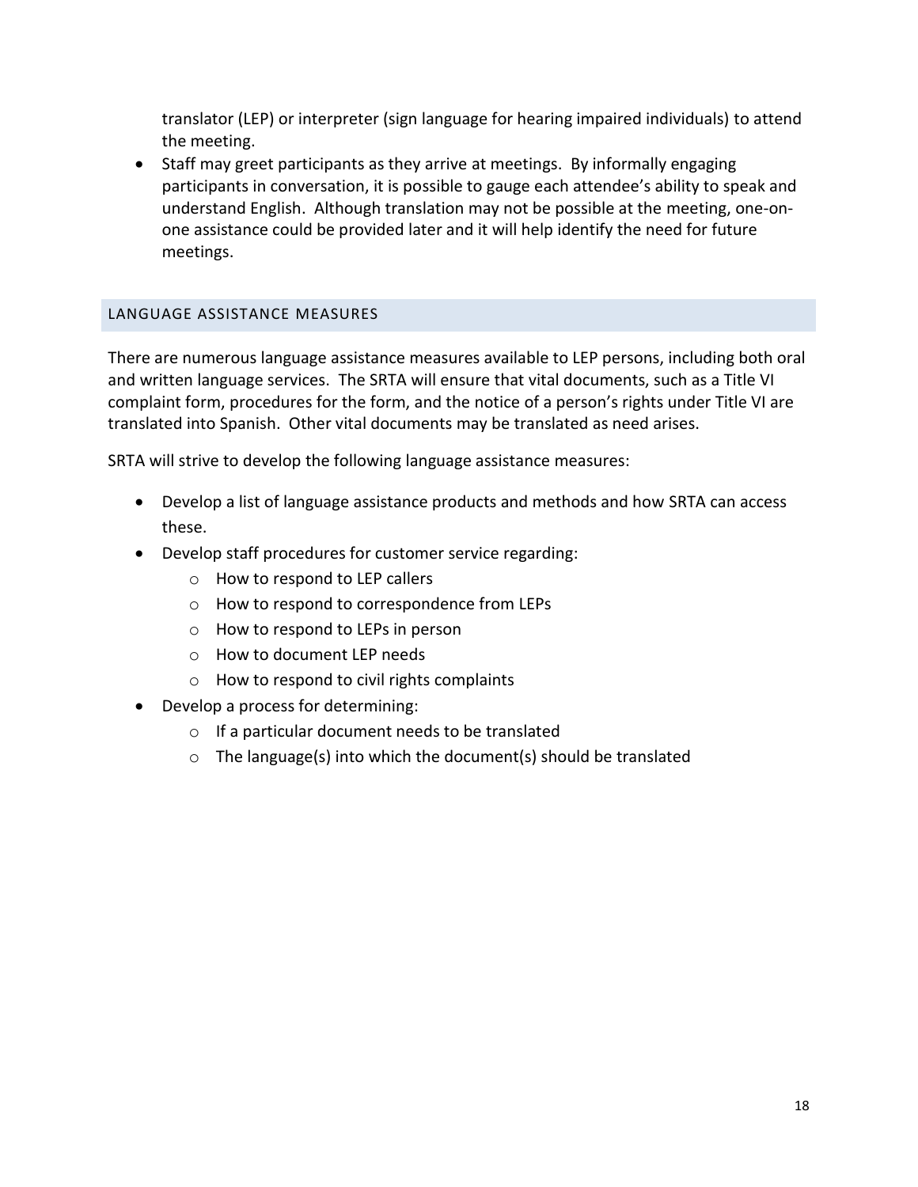translator (LEP) or interpreter (sign language for hearing impaired individuals) to attend the meeting.

- Staff may greet participants as they arrive at meetings. By informally engaging participants in conversation, it is possible to gauge each attendee's ability to speak and understand English. Although translation may not be possible at the meeting, one-on-one assistance could be provided later and it will help identify the need for future meetings.

## LANGUAGE ASSISTANCE MEASURES

There are numerous language assistance measures available to LEP persons, including both oral and written language services. The SRTA will ensure that vital documents, such as a Title VI complaint form, procedures for the form, and the notice of a person's rights under Title VI are translated into Spanish. Other vital documents may be translated as need arises.

SRTA will strive to develop the following language assistance measures:

- Develop a list of language assistance products and methods and how SRTA can access these.
- Develop staff procedures for customer service regarding:
  - How to respond to LEP callers
  - How to respond to correspondence from LEPs
  - How to respond to LEPs in person
  - How to document LEP needs
  - How to respond to civil rights complaints
- Develop a process for determining:
  - If a particular document needs to be translated
  - The language(s) into which the document(s) should be translated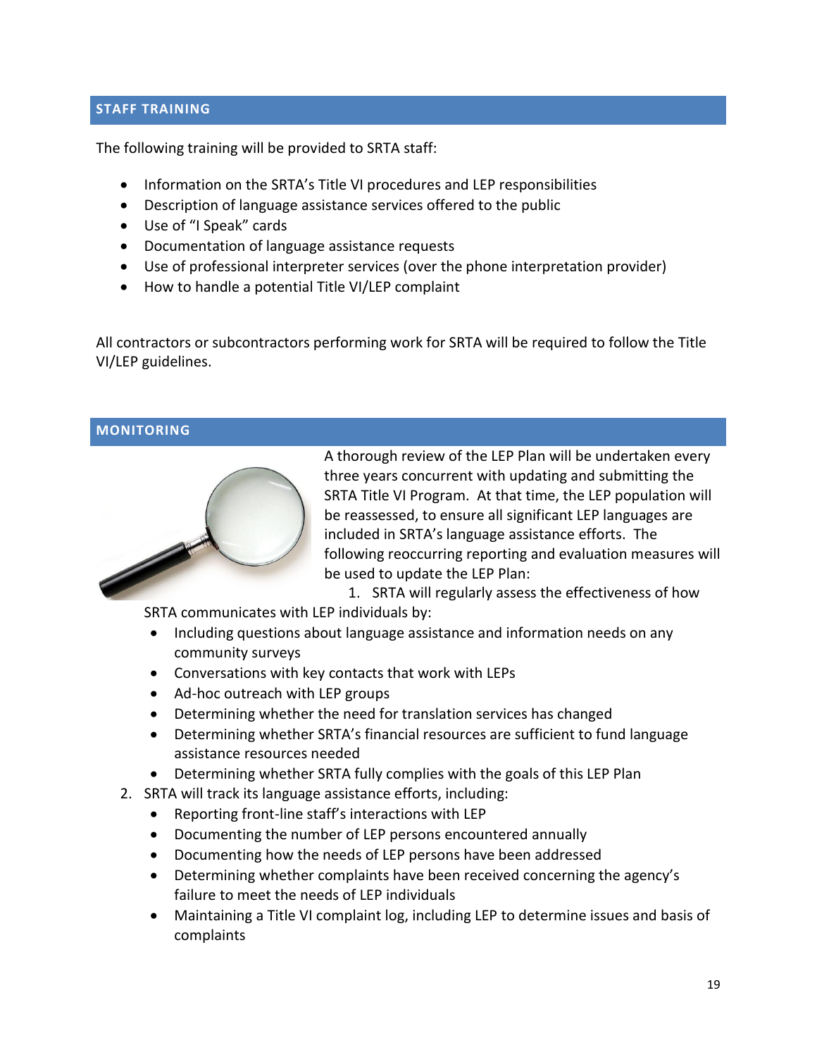## STAFF TRAINING

The following training will be provided to SRTA staff:

- Information on the SRTA's Title VI procedures and LEP responsibilities
- Description of language assistance services offered to the public
- Use of "I Speak" cards
- Documentation of language assistance requests
- Use of professional interpreter services (over the phone interpretation provider)
- How to handle a potential Title VI/LEP complaint

All contractors or subcontractors performing work for SRTA will be required to follow the Title VI/LEP guidelines.

## MONITORING

A thorough review of the LEP Plan will be undertaken every three years concurrent with updating and submitting the SRTA Title VI Program. At that time, the LEP population will be reassessed, to ensure all significant LEP languages are included in SRTA's language assistance efforts. The following reoccurring reporting and evaluation measures will be used to update the LEP Plan:

1. SRTA will regularly assess the effectiveness of how SRTA communicates with LEP individuals by:
   - Including questions about language assistance and information needs on any community surveys
   - Conversations with key contacts that work with LEPs
   - Ad-hoc outreach with LEP groups
   - Determining whether the need for translation services has changed
   - Determining whether SRTA's financial resources are sufficient to fund language assistance resources needed
   - Determining whether SRTA fully complies with the goals of this LEP Plan
2. SRTA will track its language assistance efforts, including:
   - Reporting front-line staff's interactions with LEP
   - Documenting the number of LEP persons encountered annually
   - Documenting how the needs of LEP persons have been addressed
   - Determining whether complaints have been received concerning the agency's failure to meet the needs of LEP individuals
   - Maintaining a Title VI complaint log, including LEP to determine issues and basis of complaints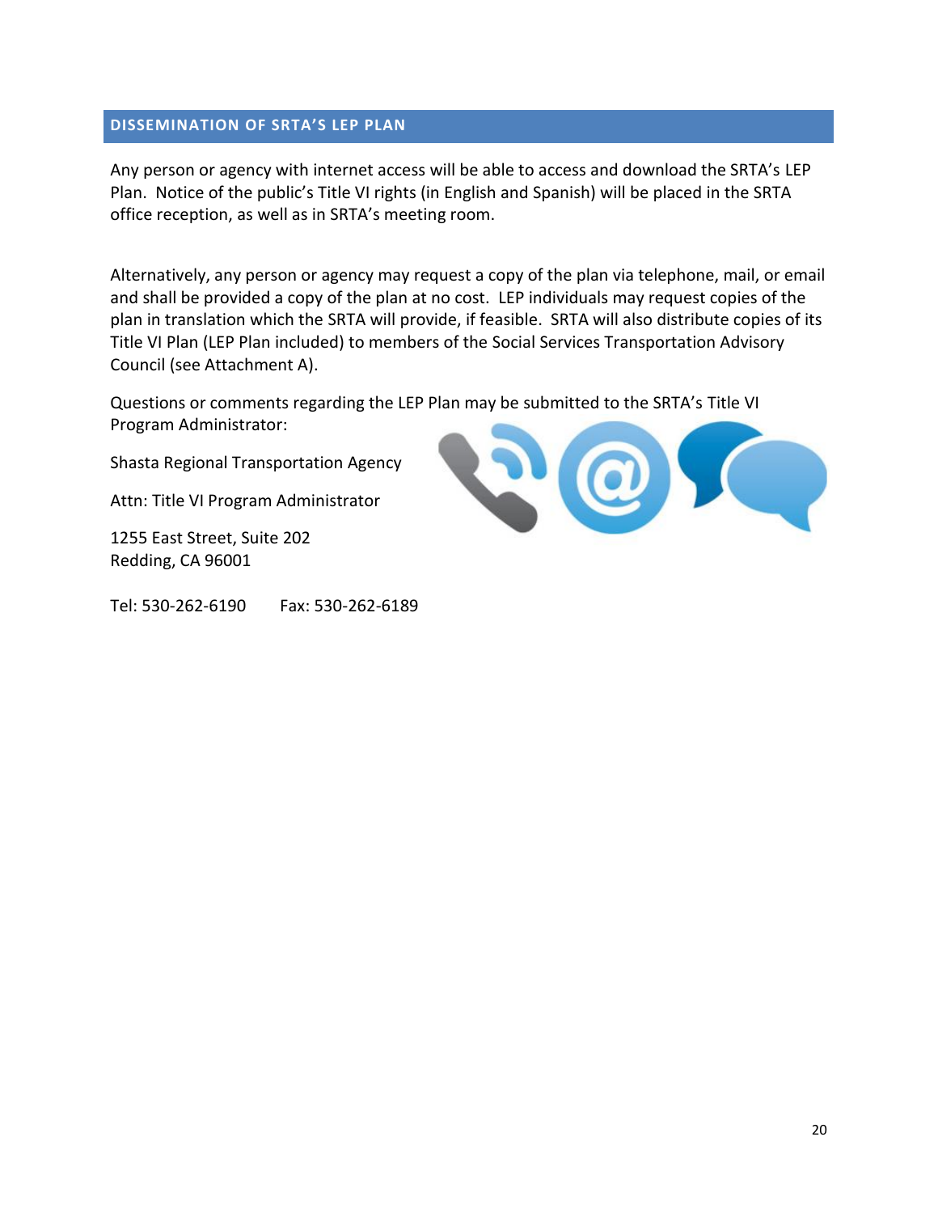## DISSEMINATION OF SRTA'S LEP PLAN

Any person or agency with internet access will be able to access and download the SRTA's LEP Plan. Notice of the public's Title VI rights (in English and Spanish) will be placed in the SRTA office reception, as well as in SRTA's meeting room.

Alternatively, any person or agency may request a copy of the plan via telephone, mail, or email and shall be provided a copy of the plan at no cost. LEP individuals may request copies of the plan in translation which the SRTA will provide, if feasible. SRTA will also distribute copies of its Title VI Plan (LEP Plan included) to members of the Social Services Transportation Advisory Council (see Attachment A).

Questions or comments regarding the LEP Plan may be submitted to the SRTA's Title VI Program Administrator:

Shasta Regional Transportation Agency

Attn: Title VI Program Administrator

1255 East Street, Suite 202
Redding, CA 96001

Tel: 530-262-6190 Fax: 530-262-6189